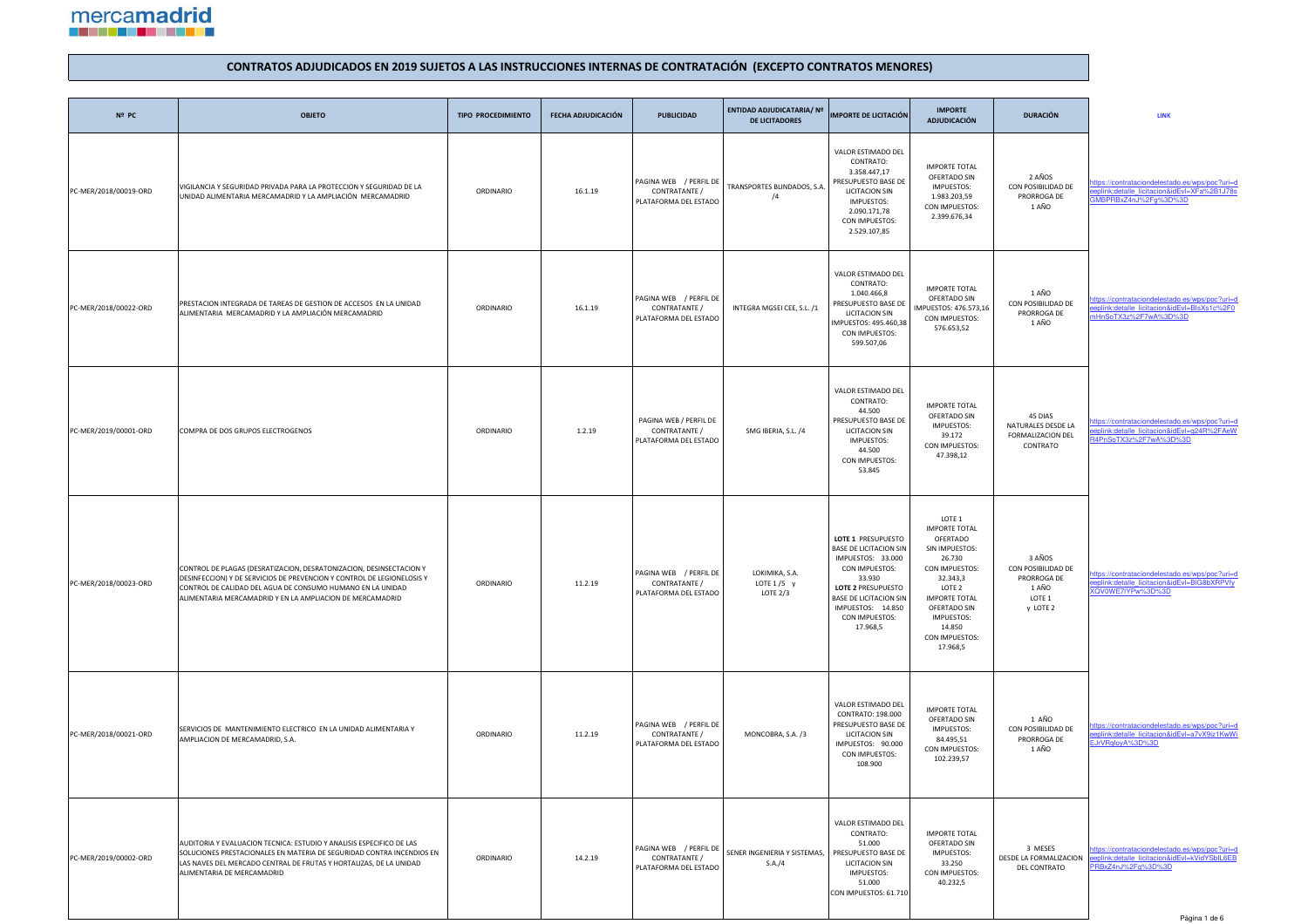## CONTRATOS ADJUDICADOS EN 2019 SUJETOS A LAS INSTRUCCIONES INTERNAS DE CONTRATACIÓN (EXCEPTO CONTRATOS MENORES)

| Nº PC | OBJETO | TIPO PROCEDIMIENTO | FECHA ADJUDICACIÓN | PUBLICIDAD | ENTIDAD ADJUDICATARIA/ Nº DE LICITADORES | IMPORTE DE LICITACIÓN | IMPORTE ADJUDICACIÓN | DURACIÓN | LINK |
|---|---|---|---|---|---|---|---|---|---|
| PC-MER/2018/00019-ORD | VIGILANCIA Y SEGURIDAD PRIVADA PARA LA PROTECCION Y SEGURIDAD DE LA UNIDAD ALIMENTARIA MERCAMADRID Y LA AMPLIACIÓN MERCAMADRID | ORDINARIO | 16.1.19 | PAGINA WEB / PERFIL DE CONTRATANTE / PLATAFORMA DEL ESTADO | TRANSPORTES BLINDADOS, S.A. /4 | VALOR ESTIMADO DEL CONTRATO: 3.358.447,17 PRESUPUESTO BASE DE LICITACION SIN IMPUESTOS: 2.090.171,78 CON IMPUESTOS: 2.529.107,85 | IMPORTE TOTAL OFERTADO SIN IMPUESTOS: 1.983.203,59 CON IMPUESTOS: 2.399.676,34 | 2 AÑOS CON POSIBILIDAD DE PRORROGA DE 1 AÑO | https://contrataciondelestado.es/wps/poc?uri=deeplink:detalle_licitacion&idEvl=XFa%2B1J78sGMBPRBxZ4nJ%2Fg%3D%3D |
| PC-MER/2018/00022-ORD | PRESTACION INTEGRADA DE TAREAS DE GESTION DE ACCESOS EN LA UNIDAD ALIMENTARIA MERCAMADRID Y LA AMPLIACIÓN MERCAMADRID | ORDINARIO | 16.1.19 | PAGINA WEB / PERFIL DE CONTRATANTE / PLATAFORMA DEL ESTADO | INTEGRA MGSEI CEE, S.L. /1 | VALOR ESTIMADO DEL CONTRATO: 1.040.466,8 PRESUPUESTO BASE DE LICITACION SIN IMPUESTOS: 495.460,38 CON IMPUESTOS: 599.507,06 | IMPORTE TOTAL OFERTADO SIN IMPUESTOS: 476.573,16 CON IMPUESTOS: 576.653,52 | 1 AÑO CON POSIBILIDAD DE PRORROGA DE 1 AÑO | https://contrataciondelestado.es/wps/poc?uri=deeplink:detalle_licitacion&idEvl=BlsXs1c%2F0mHnSoTX3z%2F7wA%3D%3D |
| PC-MER/2019/00001-ORD | COMPRA DE DOS GRUPOS ELECTROGENOS | ORDINARIO | 1.2.19 | PAGINA WEB / PERFIL DE CONTRATANTE / PLATAFORMA DEL ESTADO | SMG IBERIA, S.L. /4 | VALOR ESTIMADO DEL CONTRATO: 44.500 PRESUPUESTO BASE DE LICITACION SIN IMPUESTOS: 44.500 CON IMPUESTOS: 53.845 | IMPORTE TOTAL OFERTADO SIN IMPUESTOS: 39.172 CON IMPUESTOS: 47.398,12 | 45 DIAS NATURALES DESDE LA FORMALIZACION DEL CONTRATO | https://contrataciondelestado.es/wps/poc?uri=deeplink:detalle_licitacion&idEvl=q24R%2FAeWR4PnSoTX3z%2F7wA%3D%3D |
| PC-MER/2018/00023-ORD | CONTROL DE PLAGAS (DESRATIZACION, DESRATONIZACION, DESINSECTACION Y DESINFECCION) Y DE SERVICIOS DE PREVENCION Y CONTROL DE LEGIONELOSIS Y CONTROL DE CALIDAD DEL AGUA DE CONSUMO HUMANO EN LA UNIDAD ALIMENTARIA MERCAMADRID Y EN LA AMPLIACION DE MERCAMADRID | ORDINARIO | 11.2.19 | PAGINA WEB / PERFIL DE CONTRATANTE / PLATAFORMA DEL ESTADO | LOKIMIKA, S.A. LOTE 1 /5 y LOTE 2/3 | **LOTE 1** PRESUPUESTO BASE DE LICITACION SIN IMPUESTOS: 33.000 CON IMPUESTOS: 33.930 **LOTE 2** PRESUPUESTO BASE DE LICITACION SIN IMPUESTOS: 14.850 CON IMPUESTOS: 17.968,5 | LOTE 1 IMPORTE TOTAL OFERTADO SIN IMPUESTOS: 26.730 CON IMPUESTOS: 32.343,3 LOTE 2 IMPORTE TOTAL OFERTADO SIN IMPUESTOS: 14.850 CON IMPUESTOS: 17.968,5 | 3 AÑOS CON POSIBILIDAD DE PRORROGA DE 1 AÑO LOTE 1 y LOTE 2 | https://contrataciondelestado.es/wps/poc?uri=deeplink:detalle_licitacion&idEvl=BlG8bXRPVfyXQV0WE7lYPw%3D%3D |
| PC-MER/2018/00021-ORD | SERVICIOS DE MANTENIMIENTO ELECTRICO EN LA UNIDAD ALIMENTARIA Y AMPLIACION DE MERCAMADRID, S.A. | ORDINARIO | 11.2.19 | PAGINA WEB / PERFIL DE CONTRATANTE / PLATAFORMA DEL ESTADO | MONCOBRA, S.A. /3 | VALOR ESTIMADO DEL CONTRATO: 198.000 PRESUPUESTO BASE DE LICITACION SIN IMPUESTOS: 90.000 CON IMPUESTOS: 108.900 | IMPORTE TOTAL OFERTADO SIN IMPUESTOS: 84.495,51 CON IMPUESTOS: 102.239,57 | 1 AÑO CON POSIBILIDAD DE PRORROGA DE 1 AÑO | https://contrataciondelestado.es/wps/poc?uri=deeplink:detalle_licitacion&idEvl=a7vX9iz1KwWiEJrVRqloyA%3D%3D |
| PC-MER/2019/00002-ORD | AUDITORIA Y EVALUACION TECNICA: ESTUDIO Y ANALISIS ESPECIFICO DE LAS SOLUCIONES PRESTACIONALES EN MATERIA DE SEGURIDAD CONTRA INCENDIOS EN LAS NAVES DEL MERCADO CENTRAL DE FRUTAS Y HORTALIZAS, DE LA UNIDAD ALIMENTARIA DE MERCAMADRID | ORDINARIO | 14.2.19 | PAGINA WEB / PERFIL DE CONTRATANTE / PLATAFORMA DEL ESTADO | SENER INGENIERIA Y SISTEMAS, S.A./4 | VALOR ESTIMADO DEL CONTRATO: 51.000 PRESUPUESTO BASE DE LICITACION SIN IMPUESTOS: 51.000 CON IMPUESTOS: 61.710 | IMPORTE TOTAL OFERTADO SIN IMPUESTOS: 33.250 CON IMPUESTOS: 40.232,5 | 3 MESES DESDE LA FORMALIZACION DEL CONTRATO | https://contrataciondelestado.es/wps/poc?uri=deeplink:detalle_licitacion&idEvl=kVidYSblL6EBPRBxZ4nJ%2Fg%3D%3D |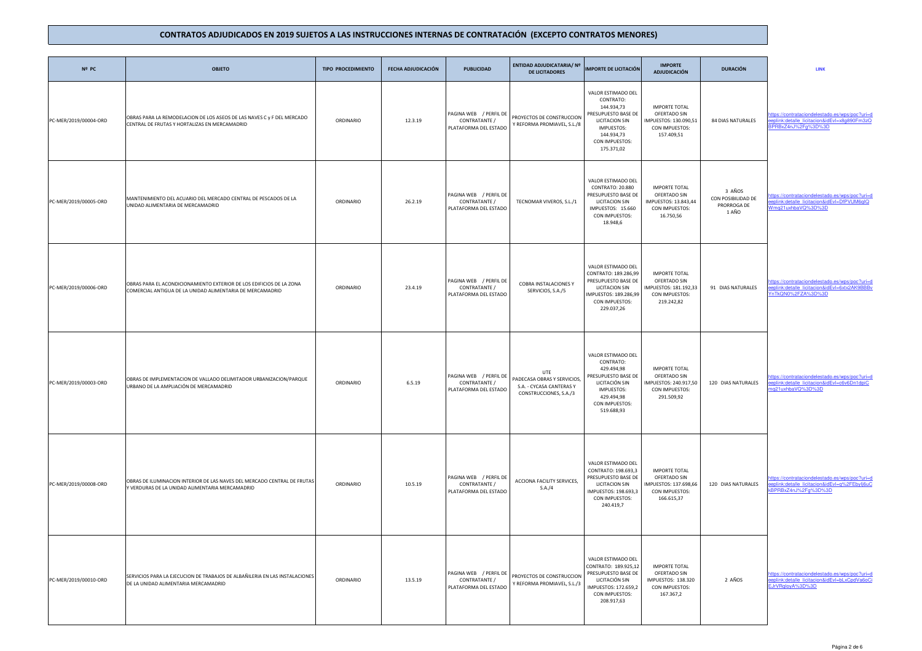## CONTRATOS ADJUDICADOS EN 2019 SUJETOS A LAS INSTRUCCIONES INTERNAS DE CONTRATACIÓN (EXCEPTO CONTRATOS MENORES)

| Nº PC | OBJETO | TIPO PROCEDIMIENTO | FECHA ADJUDICACIÓN | PUBLICIDAD | ENTIDAD ADJUDICATARIA/ Nº DE LICITADORES | IMPORTE DE LICITACIÓN | IMPORTE ADJUDICACIÓN | DURACIÓN | LINK |
|---|---|---|---|---|---|---|---|---|---|
| PC-MER/2019/00004-ORD | OBRAS PARA LA REMODELACION DE LOS ASEOS DE LAS NAVES C y F DEL MERCADO CENTRAL DE FRUTAS Y HORTALIZAS EN MERCAMADRID | ORDINARIO | 12.3.19 | PAGINA WEB / PERFIL DE CONTRATANTE / PLATAFORMA DEL ESTADO | PROYECTOS DE CONSTRUCCION Y REFORMA PROMIAVEL, S.L./8 | VALOR ESTIMADO DEL CONTRATO: 144.934,73 PRESUPUESTO BASE DE LICITACION SIN IMPUESTOS: 144.934,73 CON IMPUESTOS: 175.371,02 | IMPORTE TOTAL OFERTADO SIN IMPUESTOS: 130.090,51 CON IMPUESTOS: 157.409,51 | 84 DIAS NATURALES | https://contrataciondelestado.es/wps/poc?uri=deeplink:detalle_licitacion&idEvl=x8g890Fm3zOBPRBxZ4nJ%2Fg%3D%3D |
| PC-MER/2019/00005-ORD | MANTENIMIENTO DEL ACUARIO DEL MERCADO CENTRAL DE PESCADOS DE LA UNIDAD ALIMENTARIA DE MERCAMADRID | ORDINARIO | 26.2.19 | PAGINA WEB / PERFIL DE CONTRATANTE / PLATAFORMA DEL ESTADO | TECNOMAR VIVEROS, S.L./1 | VALOR ESTIMADO DEL CONTRATO: 20.880 PRESUPUESTO BASE DE LICITACION SIN IMPUESTOS: 15.660 CON IMPUESTOS: 18.948,6 | IMPORTE TOTAL OFERTADO SIN IMPUESTOS: 13.843,44 CON IMPUESTOS: 16.750,56 | 3 AÑOS CON POSIBILIDAD DE PRORROGA DE 1 AÑO | https://contrataciondelestado.es/wps/poc?uri=deeplink:detalle_licitacion&idEvl=DfPVUM6qIQWmq21uxhbaVQ%3D%3D |
| PC-MER/2019/00006-ORD | OBRAS PARA EL ACONDICIONAMIENTO EXTERIOR DE LOS EDIFICIOS DE LA ZONA COMERCIAL ANTIGUA DE LA UNIDAD ALIMENTARIA DE MERCAMADRID | ORDINARIO | 23.4.19 | PAGINA WEB / PERFIL DE CONTRATANTE / PLATAFORMA DEL ESTADO | COBRA INSTALACIONES Y SERVICIOS, S.A./5 | VALOR ESTIMADO DEL CONTRATO: 189.286,99 PRESUPUESTO BASE DE LICITACION SIN IMPUESTOS: 189.286,99 CON IMPUESTOS: 229.037,26 | IMPORTE TOTAL OFERTADO SIN IMPUESTOS: 181.192,33 CON IMPUESTOS: 219.242,82 | 91 DIAS NATURALES | https://contrataciondelestado.es/wps/poc?uri=deeplink:detalle_licitacion&idEvl=6xtx2AK9BBBvYnTkQN0%2FZA%3D%3D |
| PC-MER/2019/00003-ORD | OBRAS DE IMPLEMENTACION DE VALLADO DELIMITADOR URBANIZACION/PARQUE URBANO DE LA AMPLIACIÓN DE MERCAMADRID | ORDINARIO | 6.5.19 | PAGINA WEB / PERFIL DE CONTRATANTE / PLATAFORMA DEL ESTADO | UTE PADECASA OBRAS Y SERVICIOS, S.A. - CYCASA CANTERAS Y CONSTRUCCIONES, S.A./3 | VALOR ESTIMADO DEL CONTRATO: 429.494,98 PRESUPUESTO BASE DE LICITACIÓN SIN IMPUESTOS: 429.494,98 CON IMPUESTOS: 519.688,93 | IMPORTE TOTAL OFERTADO SIN IMPUESTOS: 240.917,50 CON IMPUESTOS: 291.509,92 | 120 DIAS NATURALES | https://contrataciondelestado.es/wps/poc?uri=deeplink:detalle_licitacion&idEvl=c6v6Dn1dpiCmq21uxhbaVQ%3D%3D |
| PC-MER/2019/00008-ORD | OBRAS DE ILUMINACION INTERIOR DE LAS NAVES DEL MERCADO CENTRAL DE FRUTAS Y VERDURAS DE LA UNIDAD ALIMENTARIA MERCAMADRID | ORDINARIO | 10.5.19 | PAGINA WEB / PERFIL DE CONTRATANTE / PLATAFORMA DEL ESTADO | ACCIONA FACILITY SERVICES, S.A./4 | VALOR ESTIMADO DEL CONTRATO: 198.693,3 PRESUPUESTO BASE DE LICITACION SIN IMPUESTOS: 198.693,3 CON IMPUESTOS: 240.419,7 | IMPORTE TOTAL OFERTADO SIN IMPUESTOS: 137.698,66 CON IMPUESTOS: 166.615,37 | 120 DIAS NATURALES | https://contrataciondelestado.es/wps/poc?uri=deeplink:detalle_licitacion&idEvl=q%2FEbyIj6uCkBPRBxZ4nJ%2Fg%3D%3D |
| PC-MER/2019/00010-ORD | SERVICIOS PARA LA EJECUCION DE TRABAJOS DE ALBAÑILERIA EN LAS INSTALACIONES DE LA UNIDAD ALIMENTARIA MERCAMADRID | ORDINARIO | 13.5.19 | PAGINA WEB / PERFIL DE CONTRATANTE / PLATAFORMA DEL ESTADO | PROYECTOS DE CONSTRUCCION Y REFORMA PROMIAVEL, S.L./3 | VALOR ESTIMADO DEL CONTRATO: 189.925,12 PRESUPUESTO BASE DE LICITACIÓN SIN IMPUESTOS: 172.659,2 CON IMPUESTOS: 208.917,63 | IMPORTE TOTAL OFERTADO SIN IMPUESTOS: 138.320 CON IMPUESTOS: 167.367,2 | 2 AÑOS | https://contrataciondelestado.es/wps/poc?uri=deeplink:detalle_licitacion&idEvl=bLxCpdVa6oCjEJrVRqloyA%3D%3D |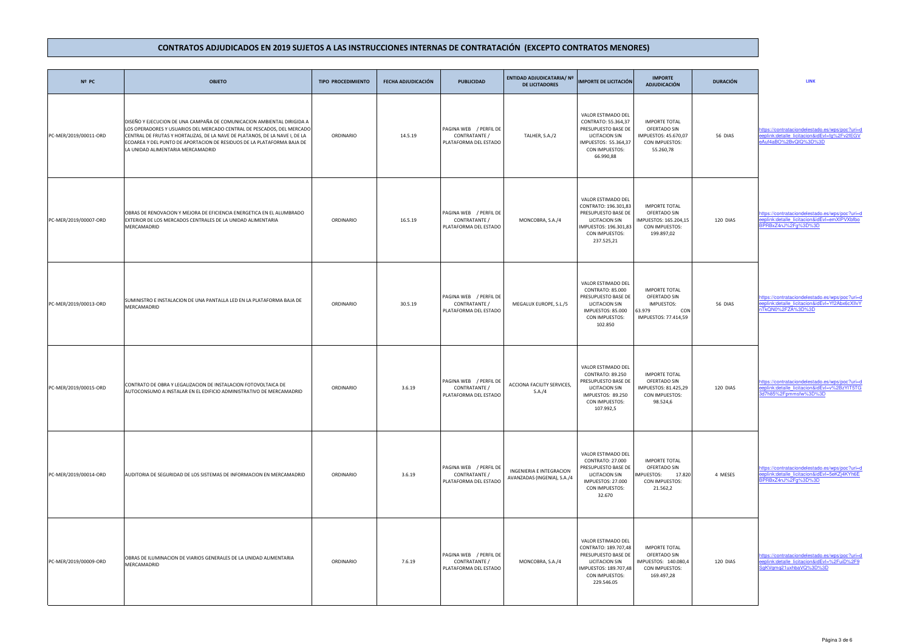# CONTRATOS ADJUDICADOS EN 2019 SUJETOS A LAS INSTRUCCIONES INTERNAS DE CONTRATACIÓN (EXCEPTO CONTRATOS MENORES)

| Nº PC | OBJETO | TIPO PROCEDIMIENTO | FECHA ADJUDICACIÓN | PUBLICIDAD | ENTIDAD ADJUDICATARIA/ Nº DE LICITADORES | IMPORTE DE LICITACIÓN | IMPORTE ADJUDICACIÓN | DURACIÓN | LINK |
|---|---|---|---|---|---|---|---|---|---|
| PC-MER/2019/00011-ORD | DISEÑO Y EJECUCION DE UNA CAMPAÑA DE COMUNICACION AMBIENTAL DIRIGIDA A LOS OPERADORES Y USUARIOS DEL MERCADO CENTRAL DE PESCADOS, DEL MERCADO CENTRAL DE FRUTAS Y HORTALIZAS, DE LA NAVE DE PLATANOS, DE LA NAVE I, DE LA ECOAREA Y DEL PUNTO DE APORTACION DE RESIDUOS DE LA PLATAFORMA BAJA DE LA UNIDAD ALIMENTARIA MERCAMADRID | ORDINARIO | 14.5.19 | PAGINA WEB / PERFIL DE CONTRATANTE / PLATAFORMA DEL ESTADO | TALHER, S.A./2 | VALOR ESTIMADO DEL CONTRATO: 55.364,37 PRESUPUESTO BASE DE LICITACION SIN IMPUESTOS: 55.364,37 CON IMPUESTOS: 66.990,88 | IMPORTE TOTAL OFERTADO SIN IMPUESTOS: 45.670,07 CON IMPUESTOS: 55.260,78 | 56 DIAS | https://contrataciondelestado.es/wps/poc?uri=deeplink:detalle_licitacion&idEvl=tg%2Fv2fEGVeAuf4aBO%2BvQlQ%3D%3D |
| PC-MER/2019/00007-ORD | OBRAS DE RENOVACION Y MEJORA DE EFICIENCIA ENERGETICA EN EL ALUMBRADO EXTERIOR DE LOS MERCADOS CENTRALES DE LA UNIDAD ALIMENTARIA MERCAMADRID | ORDINARIO | 16.5.19 | PAGINA WEB / PERFIL DE CONTRATANTE / PLATAFORMA DEL ESTADO | MONCOBRA, S.A./4 | VALOR ESTIMADO DEL CONTRATO: 196.301,83 PRESUPUESTO BASE DE LICITACION SIN IMPUESTOS: 196.301,83 CON IMPUESTOS: 237.525,21 | IMPORTE TOTAL OFERTADO SIN IMPUESTOS: 165.204,15 CON IMPUESTOS: 199.897,02 | 120 DIAS | https://contrataciondelestado.es/wps/poc?uri=deeplink:detalle_licitacion&idEvl=emXlPVXbfboBPRBxZ4nJ%2Fg%3D%3D |
| PC-MER/2019/00013-ORD | SUMINISTRO E INSTALACION DE UNA PANTALLA LED EN LA PLATAFORMA BAJA DE MERCAMADRID | ORDINARIO | 30.5.19 | PAGINA WEB / PERFIL DE CONTRATANTE / PLATAFORMA DEL ESTADO | MEGALUX EUROPE, S.L./5 | VALOR ESTIMADO DEL CONTRATO: 85.000 PRESUPUESTO BASE DE LICITACION SIN IMPUESTOS: 85.000 CON IMPUESTOS: 102.850 | IMPORTE TOTAL OFERTADO SIN IMPUESTOS: 63.979 CON IMPUESTOS: 77.414,59 | 56 DIAS | https://contrataciondelestado.es/wps/poc?uri=deeplink:detalle_licitacion&idEvl=Yf2Abx6cXllvYnTkQN0%2FZA%3D%3D |
| PC-MER/2019/00015-ORD | CONTRATO DE OBRA Y LEGALIZACION DE INSTALACION FOTOVOLTAICA DE AUTOCONSUMO A INSTALAR EN EL EDIFICIO ADMINISTRATIVO DE MERCAMADRID | ORDINARIO | 3.6.19 | PAGINA WEB / PERFIL DE CONTRATANTE / PLATAFORMA DEL ESTADO | ACCIONA FACILITY SERVICES, S.A./4 | VALOR ESTIMADO DEL CONTRATO: 89.250 PRESUPUESTO BASE DE LICITACION SIN IMPUESTOS: 89.250 CON IMPUESTOS: 107.992,5 | IMPORTE TOTAL OFERTADO SIN IMPUESTOS: 81.425,29 CON IMPUESTOS: 98.524,6 | 120 DIAS | https://contrataciondelestado.es/wps/poc?uri=deeplink:detalle_licitacion&idEvl=v%2BzYlT5TG3d7h85%2Fpmmsfw%3D%3D |
| PC-MER/2019/00014-ORD | AUDITORIA DE SEGURIDAD DE LOS SISTEMAS DE INFORMACION EN MERCAMADRID | ORDINARIO | 3.6.19 | PAGINA WEB / PERFIL DE CONTRATANTE / PLATAFORMA DEL ESTADO | INGENIERIA E INTEGRACION AVANZADAS (INGENIA), S.A./4 | VALOR ESTIMADO DEL CONTRATO: 27.000 PRESUPUESTO BASE DE LICITACION SIN IMPUESTOS: 27.000 CON IMPUESTOS: 32.670 | IMPORTE TOTAL OFERTADO SIN IMPUESTOS: 17.820 CON IMPUESTOS: 21.562,2 | 4 MESES | https://contrataciondelestado.es/wps/poc?uri=deeplink:detalle_licitacion&idEvl=5eKZj4KYh6EBPRBxZ4nJ%2Fg%3D%3D |
| PC-MER/2019/00009-ORD | OBRAS DE ILUMINACION DE VIARIOS GENERALES DE LA UNIDAD ALIMENTARIA MERCAMADRID | ORDINARIO | 7.6.19 | PAGINA WEB / PERFIL DE CONTRATANTE / PLATAFORMA DEL ESTADO | MONCOBRA, S.A./4 | VALOR ESTIMADO DEL CONTRATO: 189.707,48 PRESUPUESTO BASE DE LICITACION SIN IMPUESTOS: 189.707,48 CON IMPUESTOS: 229.546.05 | IMPORTE TOTAL OFERTADO SIN IMPUESTOS: 140.080,4 CON IMPUESTOS: 169.497,28 | 120 DIAS | https://contrataciondelestado.es/wps/poc?uri=deeplink:detalle_licitacion&idEvl=%2FulD%2F9SgKVqmq21uxhbaVQ%3D%3D |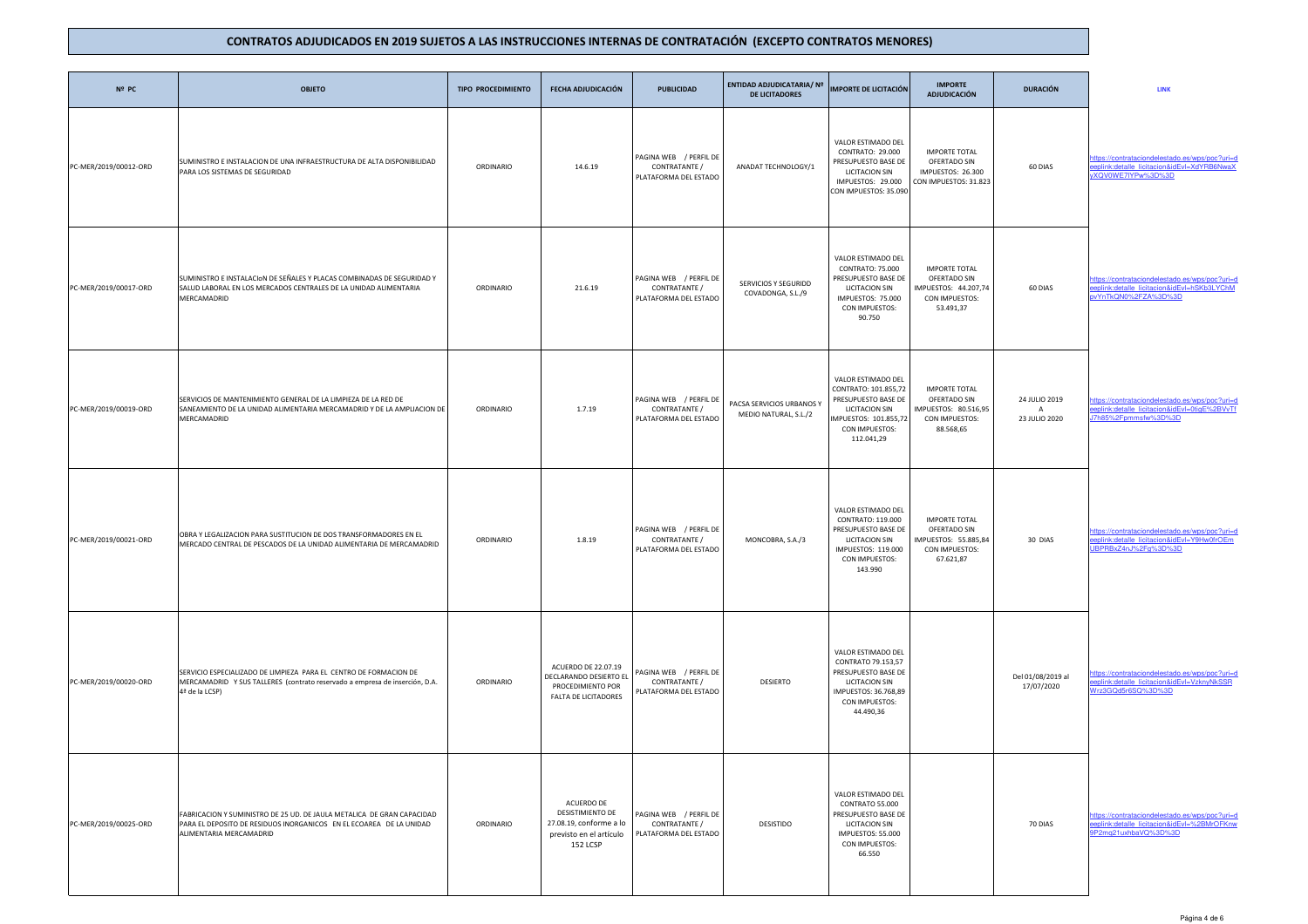# CONTRATOS ADJUDICADOS EN 2019 SUJETOS A LAS INSTRUCCIONES INTERNAS DE CONTRATACIÓN (EXCEPTO CONTRATOS MENORES)

| Nº PC | OBJETO | TIPO PROCEDIMIENTO | FECHA ADJUDICACIÓN | PUBLICIDAD | ENTIDAD ADJUDICATARIA/ Nº DE LICITADORES | IMPORTE DE LICITACIÓN | IMPORTE ADJUDICACIÓN | DURACIÓN | LINK |
|---|---|---|---|---|---|---|---|---|---|
| PC-MER/2019/00012-ORD | SUMINISTRO E INSTALACION DE UNA INFRAESTRUCTURA DE ALTA DISPONIBILIDAD PARA LOS SISTEMAS DE SEGURIDAD | ORDINARIO | 14.6.19 | PAGINA WEB / PERFIL DE CONTRATANTE / PLATAFORMA DEL ESTADO | ANADAT TECHNOLOGY/1 | VALOR ESTIMADO DEL CONTRATO: 29.000 PRESUPUESTO BASE DE LICITACION SIN IMPUESTOS: 29.000 CON IMPUESTOS: 35.090 | IMPORTE TOTAL OFERTADO SIN IMPUESTOS: 26.300 CON IMPUESTOS: 31.823 | 60 DIAS | https://contrataciondelestado.es/wps/poc?uri=deeplink:detalle_licitacion&idEvl=XdYRB6NwaXyXQV0WE7lYPw%3D%3D |
| PC-MER/2019/00017-ORD | SUMINISTRO E INSTALACIoN DE SEÑALES Y PLACAS COMBINADAS DE SEGURIDAD Y SALUD LABORAL EN LOS MERCADOS CENTRALES DE LA UNIDAD ALIMENTARIA MERCAMADRID | ORDINARIO | 21.6.19 | PAGINA WEB / PERFIL DE CONTRATANTE / PLATAFORMA DEL ESTADO | SERVICIOS Y SEGURIDD COVADONGA, S.L./9 | VALOR ESTIMADO DEL CONTRATO: 75.000 PRESUPUESTO BASE DE LICITACION SIN IMPUESTOS: 75.000 CON IMPUESTOS: 90.750 | IMPORTE TOTAL OFERTADO SIN IMPUESTOS: 44.207,74 CON IMPUESTOS: 53.491,37 | 60 DIAS | https://contrataciondelestado.es/wps/poc?uri=deeplink:detalle_licitacion&idEvl=hSKb3LYChMpvYnTkQN0%2FZA%3D%3D |
| PC-MER/2019/00019-ORD | SERVICIOS DE MANTENIMIENTO GENERAL DE LA LIMPIEZA DE LA RED DE SANEAMIENTO DE LA UNIDAD ALIMENTARIA MERCAMADRID Y DE LA AMPLIACION DE MERCAMADRID | ORDINARIO | 1.7.19 | PAGINA WEB / PERFIL DE CONTRATANTE / PLATAFORMA DEL ESTADO | PACSA SERVICIOS URBANOS Y MEDIO NATURAL, S.L./2 | VALOR ESTIMADO DEL CONTRATO: 101.855,72 PRESUPUESTO BASE DE LICITACION SIN IMPUESTOS: 101.855,72 CON IMPUESTOS: 112.041,29 | IMPORTE TOTAL OFERTADO SIN IMPUESTOS: 80.516,95 CON IMPUESTOS: 88.568,65 | 24 JULIO 2019 A 23 JULIO 2020 | https://contrataciondelestado.es/wps/poc?uri=deeplink:detalle_licitacion&idEvl=0tiqE%2BVvTfJ7h85%2Fpmmsfw%3D%3D |
| PC-MER/2019/00021-ORD | OBRA Y LEGALIZACION PARA SUSTITUCION DE DOS TRANSFORMADORES EN EL MERCADO CENTRAL DE PESCADOS DE LA UNIDAD ALIMENTARIA DE MERCAMADRID | ORDINARIO | 1.8.19 | PAGINA WEB / PERFIL DE CONTRATANTE / PLATAFORMA DEL ESTADO | MONCOBRA, S.A./3 | VALOR ESTIMADO DEL CONTRATO: 119.000 PRESUPUESTO BASE DE LICITACION SIN IMPUESTOS: 119.000 CON IMPUESTOS: 143.990 | IMPORTE TOTAL OFERTADO SIN IMPUESTOS: 55.885,84 CON IMPUESTOS: 67.621,87 | 30 DIAS | https://contrataciondelestado.es/wps/poc?uri=deeplink:detalle_licitacion&idEvl=Y9Hw0frOEmUBPRBxZ4nJ%2Fg%3D%3D |
| PC-MER/2019/00020-ORD | SERVICIO ESPECIALIZADO DE LIMPIEZA PARA EL CENTRO DE FORMACION DE MERCAMADRID Y SUS TALLERES (contrato reservado a empresa de inserción, D.A. 4ª de la LCSP) | ORDINARIO | ACUERDO DE 22.07.19 DECLARANDO DESIERTO EL PROCEDIMIENTO POR FALTA DE LICITADORES | PAGINA WEB / PERFIL DE CONTRATANTE / PLATAFORMA DEL ESTADO | DESIERTO | VALOR ESTIMADO DEL CONTRATO 79.153,57 PRESUPUESTO BASE DE LICITACION SIN IMPUESTOS: 36.768,89 CON IMPUESTOS: 44.490,36 | | Del 01/08/2019 al 17/07/2020 | https://contrataciondelestado.es/wps/poc?uri=deeplink:detalle_licitacion&idEvl=VzknyNkSSRWrz3GQd5r6SQ%3D%3D |
| PC-MER/2019/00025-ORD | FABRICACION Y SUMINISTRO DE 25 UD. DE JAULA METALICA DE GRAN CAPACIDAD PARA EL DEPOSITO DE RESIDUOS INORGANICOS EN EL ECOAREA DE LA UNIDAD ALIMENTARIA MERCAMADRID | ORDINARIO | ACUERDO DE DESISTIMIENTO DE 27.08.19, conforme a lo previsto en el artículo 152 LCSP | PAGINA WEB / PERFIL DE CONTRATANTE / PLATAFORMA DEL ESTADO | DESISTIDO | VALOR ESTIMADO DEL CONTRATO 55.000 PRESUPUESTO BASE DE LICITACION SIN IMPUESTOS: 55.000 CON IMPUESTOS: 66.550 | | 70 DIAS | https://contrataciondelestado.es/wps/poc?uri=deeplink:detalle_licitacion&idEvl=%2BMrOFKnw9P2mq21uxhbaVQ%3D%3D |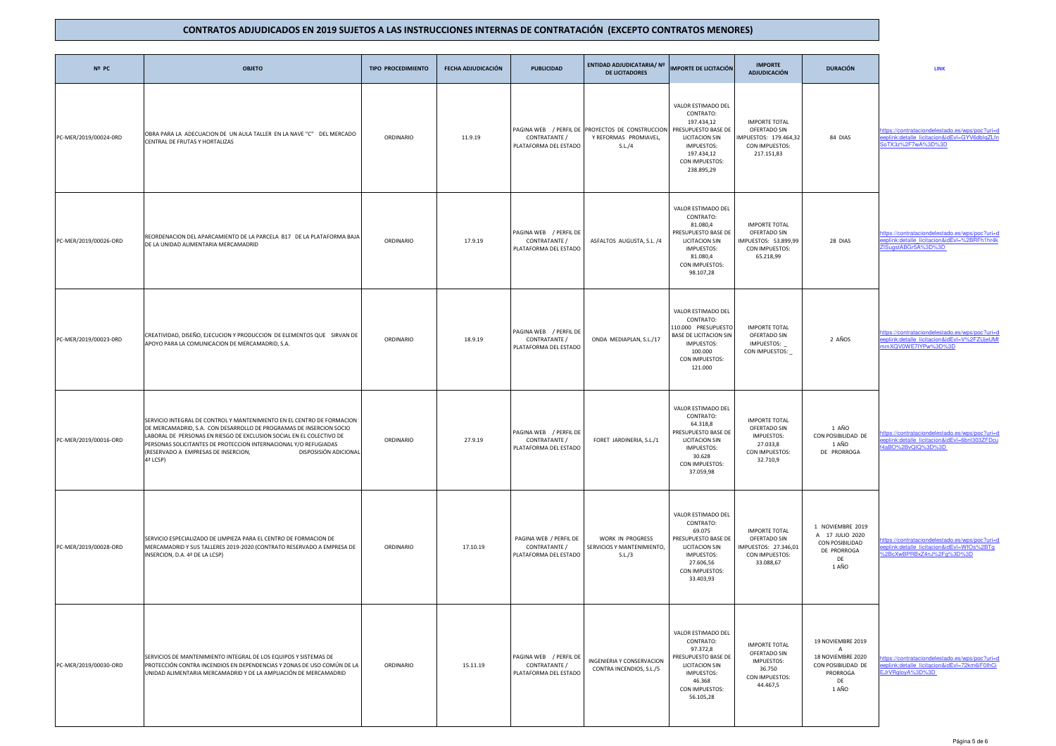# CONTRATOS ADJUDICADOS EN 2019 SUJETOS A LAS INSTRUCCIONES INTERNAS DE CONTRATACIÓN (EXCEPTO CONTRATOS MENORES)

| Nº PC | OBJETO | TIPO PROCEDIMIENTO | FECHA ADJUDICACIÓN | PUBLICIDAD | ENTIDAD ADJUDICATARIA/ Nº DE LICITADORES | IMPORTE DE LICITACIÓN | IMPORTE ADJUDICACIÓN | DURACIÓN | LINK |
|---|---|---|---|---|---|---|---|---|---|
| PC-MER/2019/00024-ORD | OBRA PARA LA ADECUACION DE UN AULA TALLER EN LA NAVE "C" DEL MERCADO CENTRAL DE FRUTAS Y HORTALIZAS | ORDINARIO | 11.9.19 | PAGINA WEB / PERFIL DE CONTRATANTE / PLATAFORMA DEL ESTADO | PROYECTOS DE CONSTRUCCION Y REFORMAS PROMIAVEL, S.L./4 | VALOR ESTIMADO DEL CONTRATO: 197.434,12 PRESUPUESTO BASE DE LICITACION SIN IMPUESTOS: 197.434,12 CON IMPUESTOS: 238.895,29 | IMPORTE TOTAL OFERTADO SIN IMPUESTOS: 179.464,32 CON IMPUESTOS: 217.151,83 | 84 DIAS | https://contrataciondelestado.es/wps/poc?uri=deeplink:detalle_licitacion&idEvl=GYV6dbIqZLfnSoTX3z%2F7wA%3D%3D |
| PC-MER/2019/00026-ORD | REORDENACION DEL APARCAMIENTO DE LA PARCELA B17 DE LA PLATAFORMA BAJA DE LA UNIDAD ALIMENTARIA MERCAMADRID | ORDINARIO | 17.9.19 | PAGINA WEB / PERFIL DE CONTRATANTE / PLATAFORMA DEL ESTADO | ASFALTOS AUGUSTA, S.L. /4 | VALOR ESTIMADO DEL CONTRATO: 81.080,4 PRESUPUESTO BASE DE LICITACION SIN IMPUESTOS: 81.080,4 CON IMPUESTOS: 98.107,28 | IMPORTE TOTAL OFERTADO SIN IMPUESTOS: 53.899,99 CON IMPUESTOS: 65.218,99 | 28 DIAS | https://contrataciondelestado.es/wps/poc?uri=deeplink:detalle_licitacion&idEvl=%2BRFh1hr4kZiSugstABGr5A%3D%3D |
| PC-MER/2019/00023-ORD | CREATIVIDAD, DISEÑO, EJECUCION Y PRODUCCION DE ELEMENTOS QUE SIRVAN DE APOYO PARA LA COMUNICACION DE MERCAMADRID, S.A. | ORDINARIO | 18.9.19 | PAGINA WEB / PERFIL DE CONTRATANTE / PLATAFORMA DEL ESTADO | ONDA MEDIAPLAN, S.L./17 | VALOR ESTIMADO DEL CONTRATO: 110.000 PRESUPUESTO BASE DE LICITACION SIN IMPUESTOS: 100.000 CON IMPUESTOS: 121.000 | IMPORTE TOTAL OFERTADO SIN IMPUESTOS: _ CON IMPUESTOS: _ | 2 AÑOS | https://contrataciondelestado.es/wps/poc?uri=deeplink:detalle_licitacion&idEvl=V%2FZUjeUMfmmXQV0WE7lYPw%3D%3D |
| PC-MER/2019/00016-ORD | SERVICIO INTEGRAL DE CONTROL Y MANTENIMIENTO EN EL CENTRO DE FORMACION DE MERCAMADRID, S.A. CON DESARROLLO DE PROGRAMAS DE INSERCION SOCIO LABORAL DE PERSONAS EN RIESGO DE EXCLUSION SOCIAL EN EL COLECTIVO DE PERSONAS SOLICITANTES DE PROTECCION INTERNACIONAL Y/O REFUGIADAS (RESERVADO A EMPRESAS DE INSERCION, DISPOSICIÓN ADICIONAL 4ª LCSP) | ORDINARIO | 27.9.19 | PAGINA WEB / PERFIL DE CONTRATANTE / PLATAFORMA DEL ESTADO | FORET JARDINERIA, S.L./1 | VALOR ESTIMADO DEL CONTRATO: 64.318,8 PRESUPUESTO BASE DE LICITACION SIN IMPUESTOS: 30.628 CON IMPUESTOS: 37.059,98 | IMPORTE TOTAL OFERTADO SIN IMPUESTOS: 27.033,8 CON IMPUESTOS: 32.710,9 | 1 AÑO CON POSIBILIDAD DE 1 AÑO DE PRORROGA | https://contrataciondelestado.es/wps/poc?uri=deeplink:detalle_licitacion&idEvl=6bnl303ZFDcuf4aBO%2BvQIQ%3D%3D |
| PC-MER/2019/00028-ORD | SERVICIO ESPECIALIZADO DE LIMPIEZA PARA EL CENTRO DE FORMACION DE MERCAMADRID Y SUS TALLERES 2019-2020 (CONTRATO RESERVADO A EMPRESA DE INSERCION, D.A. 4ª DE LA LCSP) | ORDINARIO | 17.10.19 | PAGINA WEB / PERFIL DE CONTRATANTE / PLATAFORMA DEL ESTADO | WORK IN PROGRESS SERVICIOS Y MANTENIMIENTO, S.L./3 | VALOR ESTIMADO DEL CONTRATO: 69.075 PRESUPUESTO BASE DE LICITACION SIN IMPUESTOS: 27.606,56 CON IMPUESTOS: 33.403,93 | IMPORTE TOTAL OFERTADO SIN IMPUESTOS: 27.346,01 CON IMPUESTOS: 33.088,67 | 1 NOVIEMBRE 2019 A 17 JULIO 2020 CON POSIBILIDAD DE PRORROGA DE 1 AÑO | https://contrataciondelestado.es/wps/poc?uri=deeplink:detalle_licitacion&idEvl=WfOs%2BTq%2BcXwBPRBxZ4nJ%2Fg%3D%3D |
| PC-MER/2019/00030-ORD | SERVICIOS DE MANTENIMIENTO INTEGRAL DE LOS EQUIPOS Y SISTEMAS DE PROTECCIÓN CONTRA INCENDIOS EN DEPENDENCIAS Y ZONAS DE USO COMÚN DE LA UNIDAD ALIMENTARIA MERCAMADRID Y DE LA AMPLIACIÓN DE MERCAMADRID | ORDINARIO | 15.11.19 | PAGINA WEB / PERFIL DE CONTRATANTE / PLATAFORMA DEL ESTADO | INGENIERIA Y CONSERVACION CONTRA INCENDIOS, S.L./5 | VALOR ESTIMADO DEL CONTRATO: 97.372,8 PRESUPUESTO BASE DE LICITACION SIN IMPUESTOS: 46.368 CON IMPUESTOS: 56.105,28 | IMPORTE TOTAL OFERTADO SIN IMPUESTOS: 36.750 CON IMPUESTOS: 44.467,5 | 19 NOVIEMBRE 2019 A 18 NOVIEMBRE 2020 CON POSIBILIDAD DE PRORROGA DE 1 AÑO | https://contrataciondelestado.es/wps/poc?uri=deeplink:detalle_licitacion&idEvl=72km6iF0lhCiEJrVRqloyA%3D%3D |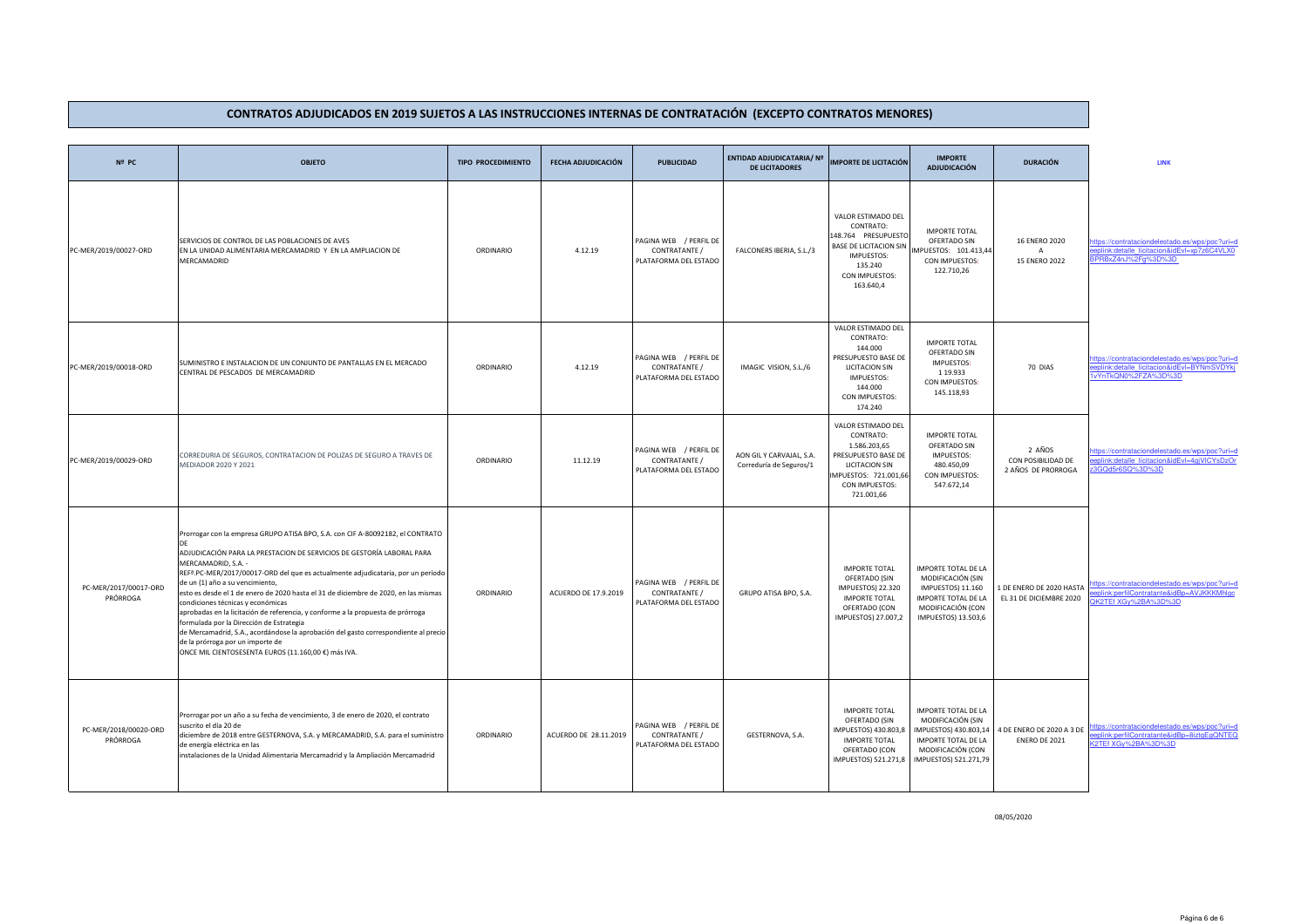# CONTRATOS ADJUDICADOS EN 2019 SUJETOS A LAS INSTRUCCIONES INTERNAS DE CONTRATACIÓN (EXCEPTO CONTRATOS MENORES)

| Nº PC | OBJETO | TIPO PROCEDIMIENTO | FECHA ADJUDICACIÓN | PUBLICIDAD | ENTIDAD ADJUDICATARIA/ Nº DE LICITADORES | IMPORTE DE LICITACIÓN | IMPORTE ADJUDICACIÓN | DURACIÓN | LINK |
|---|---|---|---|---|---|---|---|---|---|
| PC-MER/2019/00027-ORD | SERVICIOS DE CONTROL DE LAS POBLACIONES DE AVES EN LA UNIDAD ALIMENTARIA MERCAMADRID Y EN LA AMPLIACION DE MERCAMADRID | ORDINARIO | 4.12.19 | PAGINA WEB / PERFIL DE CONTRATANTE / PLATAFORMA DEL ESTADO | FALCONERS IBERIA, S.L./3 | VALOR ESTIMADO DEL CONTRATO: 148.764 PRESUPUESTO BASE DE LICITACION SIN IMPUESTOS: 135.240 CON IMPUESTOS: 163.640,4 | IMPORTE TOTAL OFERTADO SIN IMPUESTOS: 101.413,44 CON IMPUESTOS: 122.710,26 | 16 ENERO 2020 A 15 ENERO 2022 | https://contrataciondelestado.es/wps/poc?uri=deeplink:detalle_licitacion&idEvl=xp7z6C4VLX0BPRBxZ4nJ%2Fg%3D%3D |
| PC-MER/2019/00018-ORD | SUMINISTRO E INSTALACION DE UN CONJUNTO DE PANTALLAS EN EL MERCADO CENTRAL DE PESCADOS DE MERCAMADRID | ORDINARIO | 4.12.19 | PAGINA WEB / PERFIL DE CONTRATANTE / PLATAFORMA DEL ESTADO | IMAGIC VISION, S.L./6 | VALOR ESTIMADO DEL CONTRATO: 144.000 PRESUPUESTO BASE DE LICITACION SIN IMPUESTOS: 144.000 CON IMPUESTOS: 174.240 | IMPORTE TOTAL OFERTADO SIN IMPUESTOS: 1 19.933 CON IMPUESTOS: 145.118,93 | 70 DIAS | https://contrataciondelestado.es/wps/poc?uri=deeplink:detalle_licitacion&idEvl=BYNmSVDYkj1vYnTkQN0%2FZA%3D%3D |
| PC-MER/2019/00029-ORD | CORREDURIA DE SEGUROS, CONTRATACION DE POLIZAS DE SEGURO A TRAVES DE MEDIADOR 2020 Y 2021 | ORDINARIO | 11.12.19 | PAGINA WEB / PERFIL DE CONTRATANTE / PLATAFORMA DEL ESTADO | AON GIL Y CARVAJAL, S.A. Correduría de Seguros/1 | VALOR ESTIMADO DEL CONTRATO: 1.586.203,65 PRESUPUESTO BASE DE LICITACION SIN IMPUESTOS: 721.001,66 CON IMPUESTOS: 721.001,66 | IMPORTE TOTAL OFERTADO SIN IMPUESTOS: 480.450,09 CON IMPUESTOS: 547.672,14 | 2 AÑOS CON POSIBILIDAD DE 2 AÑOS DE PRORROGA | https://contrataciondelestado.es/wps/poc?uri=deeplink:detalle_licitacion&idEvl=4gjVlCYsDzOrz3GQd5r6SQ%3D%3D |
| PC-MER/2017/00017-ORD PRÓRROGA | Prorrogar con la empresa GRUPO ATISA BPO, S.A. con CIF A-80092182, el CONTRATO DE ADJUDICACIÓN PARA LA PRESTACION DE SERVICIOS DE GESTORÍA LABORAL PARA MERCAMADRID, S.A. - REFª.PC-MER/2017/00017-ORD del que es actualmente adjudicataria, por un período de un (1) año a su vencimiento, esto es desde el 1 de enero de 2020 hasta el 31 de diciembre de 2020, en las mismas condiciones técnicas y económicas aprobadas en la licitación de referencia, y conforme a la propuesta de prórroga formulada por la Dirección de Estrategia de Mercamadrid, S.A., acordándose la aprobación del gasto correspondiente al precio de la prórroga por un importe de ONCE MIL CIENTOSESENTA EUROS (11.160,00 €) más IVA. | ORDINARIO | ACUERDO DE 17.9.2019 | PAGINA WEB / PERFIL DE CONTRATANTE / PLATAFORMA DEL ESTADO | GRUPO ATISA BPO, S.A. | IMPORTE TOTAL OFERTADO (SIN IMPUESTOS) 22.320 IMPORTE TOTAL OFERTADO (CON IMPUESTOS) 27.007,2 | IMPORTE TOTAL DE LA MODIFICACIÓN (SIN IMPUESTOS) 11.160 IMPORTE TOTAL DE LA MODIFICACIÓN (CON IMPUESTOS) 13.503,6 | 1 DE ENERO DE 2020 HASTA EL 31 DE DICIEMBRE 2020 | https://contrataciondelestado.es/wps/poc?uri=deeplink:perfilContratante&idBp=AVJKKKMhlgcQK2TEl XGy%2BA%3D%3D |
| PC-MER/2018/00020-ORD PRÓRROGA | Prorrogar por un año a su fecha de vencimiento, 3 de enero de 2020, el contrato suscrito el día 20 de diciembre de 2018 entre GESTERNOVA, S.A. y MERCAMADRID, S.A. para el suministro de energía eléctrica en las instalaciones de la Unidad Alimentaria Mercamadrid y la Ampliación Mercamadrid | ORDINARIO | ACUERDO DE 28.11.2019 | PAGINA WEB / PERFIL DE CONTRATANTE / PLATAFORMA DEL ESTADO | GESTERNOVA, S.A. | IMPORTE TOTAL OFERTADO (SIN IMPUESTOS) 430.803,8 IMPORTE TOTAL OFERTADO (CON IMPUESTOS) 521.271,8 | IMPORTE TOTAL DE LA MODIFICACIÓN (SIN IMPUESTOS) 430.803,14 IMPORTE TOTAL DE LA MODIFICACIÓN (CON IMPUESTOS) 521.271,79 | 4 DE ENERO DE 2020 A 3 DE ENERO DE 2021 | https://contrataciondelestado.es/wps/poc?uri=deeplink:perfilContratante&idBp=8iztqEgQNTEQK2TEl XGy%2BA%3D%3D |

08/05/2020